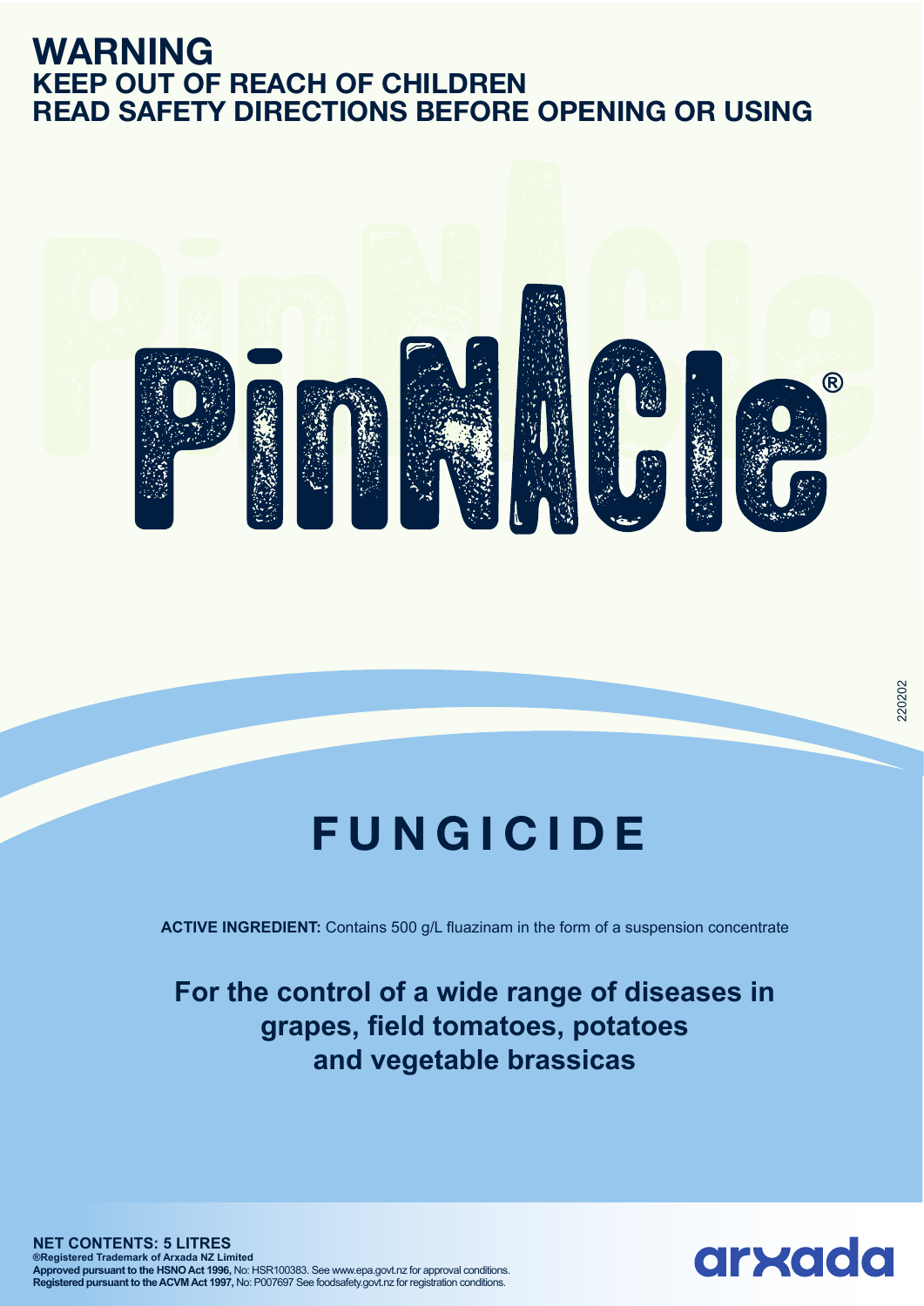# WARNING

## KEEP OUT OF REACH OF CHILDREN

## READ SAFETY DIRECTIONS BEFORE OPENING OR USING

# PinNAcle®

220202

# FUNGICIDE

**ACTIVE INGREDIENT:** Contains 500 g/L fluazinam in the form of a suspension concentrate

## For the control of a wide range of diseases in grapes, field tomatoes, potatoes and vegetable brassicas

**NET CONTENTS: 5 LITRES**

**®Registered Trademark of Arxada NZ Limited**

**Approved pursuant to the HSNO Act 1996,** No: HSR100383. See www.epa.govt.nz for approval conditions.

**Registered pursuant to the ACVM Act 1997,** No: P007697 See foodsafety.govt.nz for registration conditions.

arxada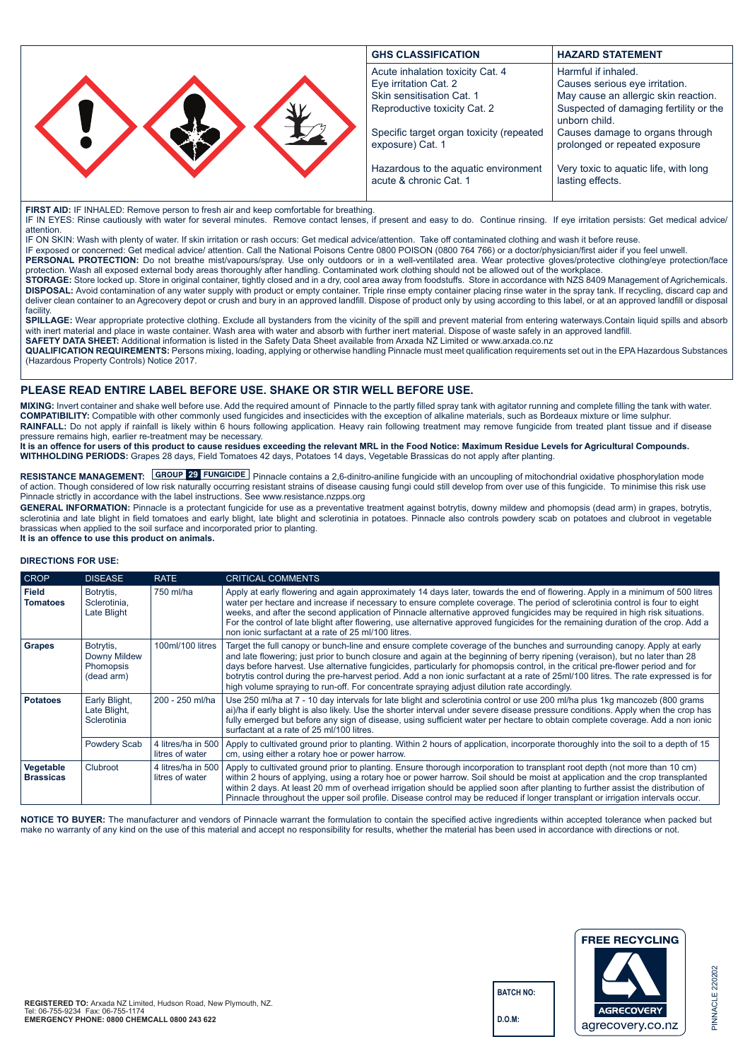| GHS CLASSIFICATION | HAZARD STATEMENT |
|---|---|
| Acute inhalation toxicity Cat. 4 | Harmful if inhaled. |
| Eye irritation Cat. 2 | Causes serious eye irritation. |
| Skin sensitisation Cat. 1 | May cause an allergic skin reaction. |
| Reproductive toxicity Cat. 2 | Suspected of damaging fertility or the unborn child. |
| Specific target organ toxicity (repeated exposure) Cat. 1 | Causes damage to organs through prolonged or repeated exposure |
| Hazardous to the aquatic environment acute & chronic Cat. 1 | Very toxic to aquatic life, with long lasting effects. |

**FIRST AID:** IF INHALED: Remove person to fresh air and keep comfortable for breathing.
IF IN EYES: Rinse cautiously with water for several minutes. Remove contact lenses, if present and easy to do. Continue rinsing. If eye irritation persists: Get medical advice/ attention.
IF ON SKIN: Wash with plenty of water. If skin irritation or rash occurs: Get medical advice/attention. Take off contaminated clothing and wash it before reuse.
IF exposed or concerned: Get medical advice/ attention. Call the National Poisons Centre 0800 POISON (0800 764 766) or a doctor/physician/first aider if you feel unwell.

**PERSONAL PROTECTION:** Do not breathe mist/vapours/spray. Use only outdoors or in a well-ventilated area. Wear protective gloves/protective clothing/eye protection/face protection. Wash all exposed external body areas thoroughly after handling. Contaminated work clothing should not be allowed out of the workplace.

**STORAGE:** Store locked up. Store in original container, tightly closed and in a dry, cool area away from foodstuffs. Store in accordance with NZS 8409 Management of Agrichemicals.

**DISPOSAL:** Avoid contamination of any water supply with product or empty container. Triple rinse empty container placing rinse water in the spray tank. If recycling, discard cap and deliver clean container to an Agrecovery depot or crush and bury in an approved landfill. Dispose of product only by using according to this label, or at an approved landfill or disposal facility.

**SPILLAGE:** Wear appropriate protective clothing. Exclude all bystanders from the vicinity of the spill and prevent material from entering waterways.Contain liquid spills and absorb with inert material and place in waste container. Wash area with water and absorb with further inert material. Dispose of waste safely in an approved landfill.

**SAFETY DATA SHEET:** Additional information is listed in the Safety Data Sheet available from Arxada NZ Limited or www.arxada.co.nz

**QUALIFICATION REQUIREMENTS:** Persons mixing, loading, applying or otherwise handling Pinnacle must meet qualification requirements set out in the EPA Hazardous Substances (Hazardous Property Controls) Notice 2017.

## PLEASE READ ENTIRE LABEL BEFORE USE. SHAKE OR STIR WELL BEFORE USE.

**MIXING:** Invert container and shake well before use. Add the required amount of Pinnacle to the partly filled spray tank with agitator running and complete filling the tank with water.

**COMPATIBILITY:** Compatible with other commonly used fungicides and insecticides with the exception of alkaline materials, such as Bordeaux mixture or lime sulphur.

**RAINFALL:** Do not apply if rainfall is likely within 6 hours following application. Heavy rain following treatment may remove fungicide from treated plant tissue and if disease pressure remains high, earlier re-treatment may be necessary.

**It is an offence for users of this product to cause residues exceeding the relevant MRL in the Food Notice: Maximum Residue Levels for Agricultural Compounds.**

**WITHHOLDING PERIODS:** Grapes 28 days, Field Tomatoes 42 days, Potatoes 14 days, Vegetable Brassicas do not apply after planting.

**RESISTANCE MANAGEMENT:** **GROUP 29 FUNGICIDE** Pinnacle contains a 2,6-dinitro-aniline fungicide with an uncoupling of mitochondrial oxidative phosphorylation mode of action. Though considered of low risk naturally occurring resistant strains of disease causing fungi could still develop from over use of this fungicide. To minimise this risk use Pinnacle strictly in accordance with the label instructions. See www.resistance.nzpps.org

**GENERAL INFORMATION:** Pinnacle is a protectant fungicide for use as a preventative treatment against botrytis, downy mildew and phomopsis (dead arm) in grapes, botrytis, sclerotinia and late blight in field tomatoes and early blight, late blight and sclerotinia in potatoes. Pinnacle also controls powdery scab on potatoes and clubroot in vegetable brassicas when applied to the soil surface and incorporated prior to planting.

**It is an offence to use this product on animals.**

### DIRECTIONS FOR USE:

| CROP | DISEASE | RATE | CRITICAL COMMENTS |
|---|---|---|---|
| **Field Tomatoes** | Botrytis, Sclerotinia, Late Blight | 750 ml/ha | Apply at early flowering and again approximately 14 days later, towards the end of flowering. Apply in a minimum of 500 litres water per hectare and increase if necessary to ensure complete coverage. The period of sclerotinia control is four to eight weeks, and after the second application of Pinnacle alternative approved fungicides may be required in high risk situations. For the control of late blight after flowering, use alternative approved fungicides for the remaining duration of the crop. Add a non ionic surfactant at a rate of 25 ml/100 litres. |
| **Grapes** | Botrytis, Downy Mildew Phomopsis (dead arm) | 100ml/100 litres | Target the full canopy or bunch-line and ensure complete coverage of the bunches and surrounding canopy. Apply at early and late flowering; just prior to bunch closure and again at the beginning of berry ripening (veraison), but no later than 28 days before harvest. Use alternative fungicides, particularly for phomopsis control, in the critical pre-flower period and for botrytis control during the pre-harvest period. Add a non ionic surfactant at a rate of 25ml/100 litres. The rate expressed is for high volume spraying to run-off. For concentrate spraying adjust dilution rate accordingly. |
| **Potatoes** | Early Blight, Late Blight, Sclerotinia | 200 - 250 ml/ha | Use 250 ml/ha at 7 - 10 day intervals for late blight and sclerotinia control or use 200 ml/ha plus 1kg mancozeb (800 grams ai)/ha if early blight is also likely. Use the shorter interval under severe disease pressure conditions. Apply when the crop has fully emerged but before any sign of disease, using sufficient water per hectare to obtain complete coverage. Add a non ionic surfactant at a rate of 25 ml/100 litres. |
| | Powdery Scab | 4 litres/ha in 500 litres of water | Apply to cultivated ground prior to planting. Within 2 hours of application, incorporate thoroughly into the soil to a depth of 15 cm, using either a rotary hoe or power harrow. |
| **Vegetable Brassicas** | Clubroot | 4 litres/ha in 500 litres of water | Apply to cultivated ground prior to planting. Ensure thorough incorporation to transplant root depth (not more than 10 cm) within 2 hours of applying, using a rotary hoe or power harrow. Soil should be moist at application and the crop transplanted within 2 days. At least 20 mm of overhead irrigation should be applied soon after planting to further assist the distribution of Pinnacle throughout the upper soil profile. Disease control may be reduced if longer transplant or irrigation intervals occur. |

**NOTICE TO BUYER:** The manufacturer and vendors of Pinnacle warrant the formulation to contain the specified active ingredients within accepted tolerance when packed but make no warranty of any kind on the use of this material and accept no responsibility for results, whether the material has been used in accordance with directions or not.

**REGISTERED TO:** Arxada NZ Limited, Hudson Road, New Plymouth, NZ.
Tel: 06-755-9234 Fax: 06-755-1174
**EMERGENCY PHONE: 0800 CHEMCALL 0800 243 622**

**BATCH NO:**

**D.O.M:**

**FREE RECYCLING**
AGRECOVERY
agrecovery.co.nz

PINNACLE 220202